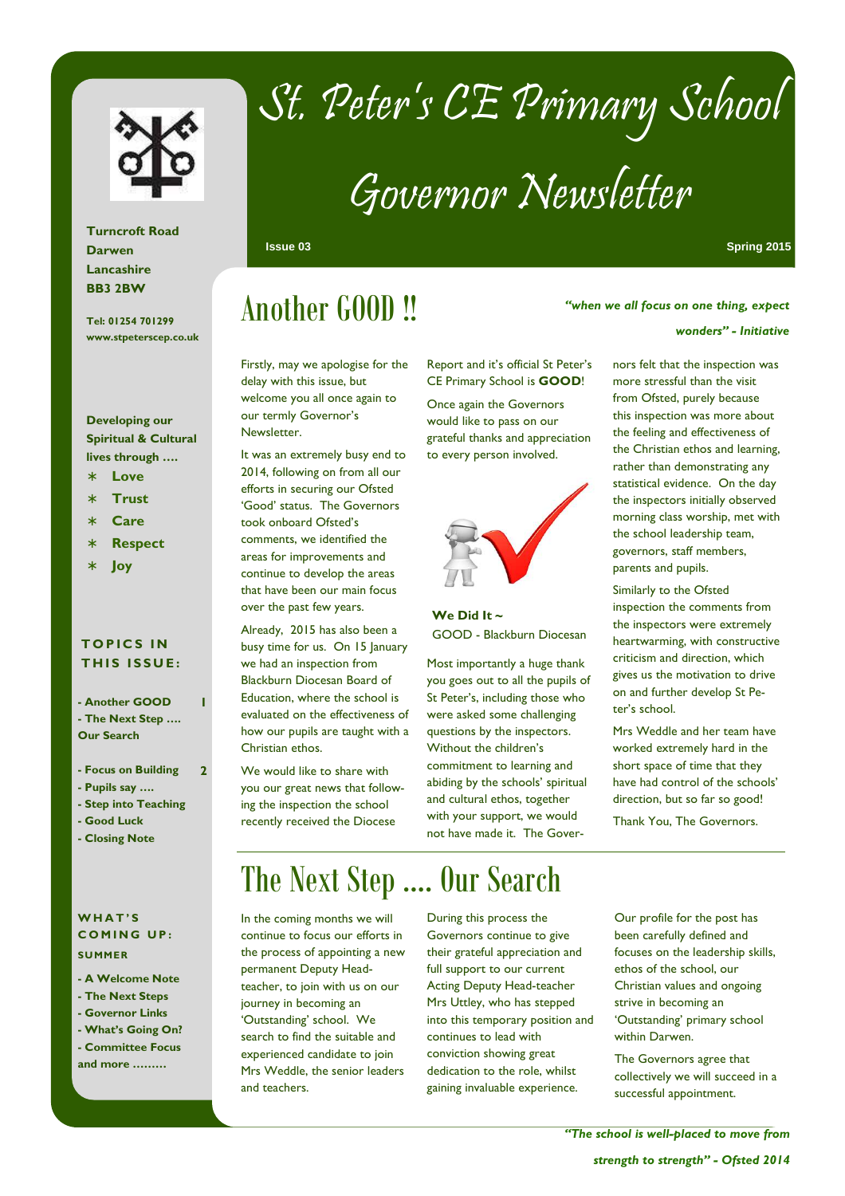# St. Peter's CE Primary School

# Governor Newsletter

Issue 03 — Spring 2015

Turncroft Road
Darwen
Lancashire
BB3 2BW

Tel: 01254 701299
www.stpeterscep.co.uk

**Developing our Spiritual & Cultural lives through ….**

- Love
- Trust
- Care
- Respect
- Joy

**TOPICS IN THIS ISSUE:**

- Another GOOD 1
- The Next Step …. Our Search
- Focus on Building 2
- Pupils say ….
- Step into Teaching
- Good Luck
- Closing Note

**WHAT'S COMING UP: SUMMER**

- A Welcome Note
- The Next Steps
- Governor Links
- What's Going On?
- Committee Focus

and more ………

## Another GOOD !!

*"when we all focus on one thing, expect wonders" - Initiative*

Firstly, may we apologise for the delay with this issue, but welcome you all once again to our termly Governor's Newsletter.

It was an extremely busy end to 2014, following on from all our efforts in securing our Ofsted 'Good' status. The Governors took onboard Ofsted's comments, we identified the areas for improvements and continue to develop the areas that have been our main focus over the past few years.

Already, 2015 has also been a busy time for us. On 15 January we had an inspection from Blackburn Diocesan Board of Education, where the school is evaluated on the effectiveness of how our pupils are taught with a Christian ethos.

We would like to share with you our great news that following the inspection the school recently received the Diocese Report and it's official St Peter's CE Primary School is **GOOD**!

Once again the Governors would like to pass on our grateful thanks and appreciation to every person involved.

**We Did It ~**
GOOD - Blackburn Diocesan

Most importantly a huge thank you goes out to all the pupils of St Peter's, including those who were asked some challenging questions by the inspectors. Without the children's commitment to learning and abiding by the schools' spiritual and cultural ethos, together with your support, we would not have made it. The Governors felt that the inspection was more stressful than the visit from Ofsted, purely because this inspection was more about the feeling and effectiveness of the Christian ethos and learning, rather than demonstrating any statistical evidence. On the day the inspectors initially observed morning class worship, met with the school leadership team, governors, staff members, parents and pupils.

Similarly to the Ofsted inspection the comments from the inspectors were extremely heartwarming, with constructive criticism and direction, which gives us the motivation to drive on and further develop St Peter's school.

Mrs Weddle and her team have worked extremely hard in the short space of time that they have had control of the schools' direction, but so far so good!

Thank You, The Governors.

## The Next Step …. Our Search

In the coming months we will continue to focus our efforts in the process of appointing a new permanent Deputy Head-teacher, to join with us on our journey in becoming an 'Outstanding' school. We search to find the suitable and experienced candidate to join Mrs Weddle, the senior leaders and teachers.

During this process the Governors continue to give their grateful appreciation and full support to our current Acting Deputy Head-teacher Mrs Uttley, who has stepped into this temporary position and continues to lead with conviction showing great dedication to the role, whilst gaining invaluable experience.

Our profile for the post has been carefully defined and focuses on the leadership skills, ethos of the school, our Christian values and ongoing strive in becoming an 'Outstanding' primary school within Darwen.

The Governors agree that collectively we will succeed in a successful appointment.

*"The school is well-placed to move from strength to strength" - Ofsted 2014*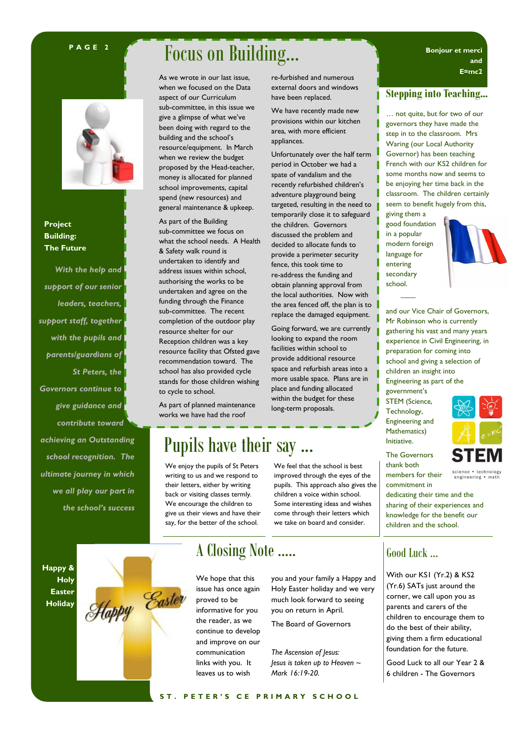# Focus on Building...

As we wrote in our last issue, when we focused on the Data aspect of our Curriculum sub-committee, in this issue we give a glimpse of what we've been doing with regard to the building and the school's resource/equipment. In March when we review the budget proposed by the Head-teacher, money is allocated for planned school improvements, capital spend (new resources) and general maintenance & upkeep.

As part of the Building sub-committee we focus on what the school needs. A Health & Safety walk round is undertaken to identify and address issues within school, authorising the works to be undertaken and agree on the funding through the Finance sub-committee. The recent completion of the outdoor play resource shelter for our Reception children was a key resource facility that Ofsted gave recommendation toward. The school has also provided cycle stands for those children wishing to cycle to school.

As part of planned maintenance works we have had the roof re-furbished and numerous external doors and windows have been replaced.

We have recently made new provisions within our kitchen area, with more efficient appliances.

Unfortunately over the half term period in October we had a spate of vandalism and the recently refurbished children's adventure playground being targeted, resulting in the need to temporarily close it to safeguard the children. Governors discussed the problem and decided to allocate funds to provide a perimeter security fence, this took time to re-address the funding and obtain planning approval from the local authorities. Now with the area fenced off, the plan is to replace the damaged equipment.

Going forward, we are currently looking to expand the room facilities within school to provide additional resource space and refurbish areas into a more usable space. Plans are in place and funding allocated within the budget for these long-term proposals.

**Project Building: The Future**

***With the help and support of our senior leaders, teachers, support staff, together with the pupils and parents/guardians of St Peters, the Governors continue to give guidance and contribute toward achieving an Outstanding school recognition. The ultimate journey in which we all play our part in the school's success***

**Bonjour et merci and E=mc2**

## Stepping into Teaching...

… not quite, but for two of our governors they have made the step in to the classroom. Mrs Waring (our Local Authority Governor) has been teaching French with our KS2 children for some months now and seems to be enjoying her time back in the classroom. The children certainly seem to benefit hugely from this, giving them a good foundation in a popular modern foreign language for entering secondary school.

——

and our Vice Chair of Governors, Mr Robinson who is currently gathering his vast and many years experience in Civil Engineering, in preparation for coming into school and giving a selection of children an insight into Engineering as part of the government's STEM (Science, Technology, Engineering and Mathematics) Initiative.

The Governors thank both members for their commitment in dedicating their time and the sharing of their experiences and knowledge for the benefit our children and the school.

STEM

science • technology engineering • math

# Pupils have their say ...

We enjoy the pupils of St Peters writing to us and we respond to their letters, either by writing back or visiting classes termly. We encourage the children to give us their views and have their say, for the better of the school.

We feel that the school is best improved through the eyes of the pupils. This approach also gives the children a voice within school. Some interesting ideas and wishes come through their letters which we take on board and consider.

# A Closing Note .....

We hope that this issue has once again proved to be informative for you the reader, as we continue to develop and improve on our communication links with you. It leaves us to wish you and your family a Happy and Holy Easter holiday and we very much look forward to seeing you on return in April.

The Board of Governors

*The Ascension of Jesus: Jesus is taken up to Heaven ~ Mark 16:19-20.*

**Happy & Holy Easter Holiday**

Happy Easter

## Good Luck ...

With our KS1 (Yr.2) & KS2 (Yr.6) SATs just around the corner, we call upon you as parents and carers of the children to encourage them to do the best of their ability, giving them a firm educational foundation for the future.

Good Luck to all our Year 2 & 6 children - The Governors